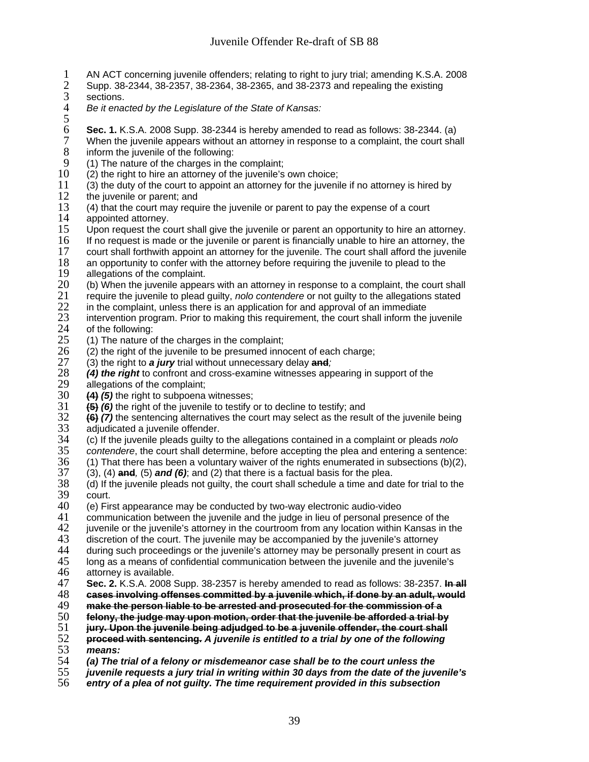AN ACT concerning juvenile offenders; relating to right to jury trial; amending K.S.A. 2008 Supp. 38-2344, 38-2357, 38-2364, 38-2365, and 38-2373 and repealing the existing sections.

*Be it enacted by the Legislature of the State of Kansas:*

**Sec. 1.** K.S.A. 2008 Supp. 38-2344 is hereby amended to read as follows: 38-2344. (a) When the juvenile appears without an attorney in response to a complaint, the court shall inform the juvenile of the following:

(1) The nature of the charges in the complaint;

(2) the right to hire an attorney of the juvenile's own choice;

(3) the duty of the court to appoint an attorney for the juvenile if no attorney is hired by the juvenile or parent; and

(4) that the court may require the juvenile or parent to pay the expense of a court appointed attorney.

Upon request the court shall give the juvenile or parent an opportunity to hire an attorney. If no request is made or the juvenile or parent is financially unable to hire an attorney, the court shall forthwith appoint an attorney for the juvenile. The court shall afford the juvenile an opportunity to confer with the attorney before requiring the juvenile to plead to the allegations of the complaint.

(b) When the juvenile appears with an attorney in response to a complaint, the court shall require the juvenile to plead guilty, *nolo contendere* or not guilty to the allegations stated in the complaint, unless there is an application for and approval of an immediate intervention program. Prior to making this requirement, the court shall inform the juvenile of the following:

(1) The nature of the charges in the complaint;

(2) the right of the juvenile to be presumed innocent of each charge;

(3) the right to ***a jury*** trial without unnecessary delay ~~**and**~~*;*

***(4) the right*** to confront and cross-examine witnesses appearing in support of the allegations of the complaint;

~~**(4)**~~ ***(5)*** the right to subpoena witnesses;

~~**(5)**~~ ***(6)*** the right of the juvenile to testify or to decline to testify; and

~~**(6)**~~ ***(7)*** the sentencing alternatives the court may select as the result of the juvenile being adjudicated a juvenile offender.

(c) If the juvenile pleads guilty to the allegations contained in a complaint or pleads *nolo contendere*, the court shall determine, before accepting the plea and entering a sentence: (1) That there has been a voluntary waiver of the rights enumerated in subsections (b)(2), (3), (4) ~~**and**~~*,* (5) ***and (6)***; and (2) that there is a factual basis for the plea.

(d) If the juvenile pleads not guilty, the court shall schedule a time and date for trial to the court.

(e) First appearance may be conducted by two-way electronic audio-video communication between the juvenile and the judge in lieu of personal presence of the juvenile or the juvenile's attorney in the courtroom from any location within Kansas in the discretion of the court. The juvenile may be accompanied by the juvenile's attorney during such proceedings or the juvenile's attorney may be personally present in court as long as a means of confidential communication between the juvenile and the juvenile's attorney is available.

**Sec. 2.** K.S.A. 2008 Supp. 38-2357 is hereby amended to read as follows: 38-2357. ~~**In all cases involving offenses committed by a juvenile which, if done by an adult, would make the person liable to be arrested and prosecuted for the commission of a felony, the judge may upon motion, order that the juvenile be afforded a trial by jury. Upon the juvenile being adjudged to be a juvenile offender, the court shall proceed with sentencing.**~~ ***A juvenile is entitled to a trial by one of the following means:***

***(a) The trial of a felony or misdemeanor case shall be to the court unless the juvenile requests a jury trial in writing within 30 days from the date of the juvenile's entry of a plea of not guilty. The time requirement provided in this subsection***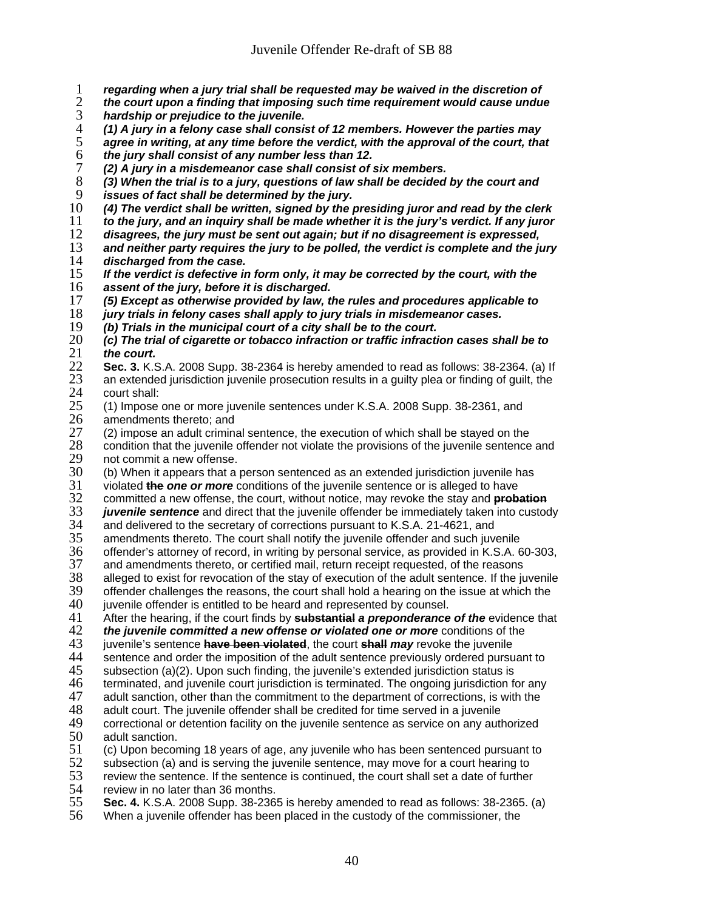***regarding when a jury trial shall be requested may be waived in the discretion of the court upon a finding that imposing such time requirement would cause undue hardship or prejudice to the juvenile.***

***(1) A jury in a felony case shall consist of 12 members. However the parties may agree in writing, at any time before the verdict, with the approval of the court, that the jury shall consist of any number less than 12.***

***(2) A jury in a misdemeanor case shall consist of six members.***

***(3) When the trial is to a jury, questions of law shall be decided by the court and issues of fact shall be determined by the jury.***

***(4) The verdict shall be written, signed by the presiding juror and read by the clerk to the jury, and an inquiry shall be made whether it is the jury's verdict. If any juror disagrees, the jury must be sent out again; but if no disagreement is expressed, and neither party requires the jury to be polled, the verdict is complete and the jury discharged from the case.***

***If the verdict is defective in form only, it may be corrected by the court, with the assent of the jury, before it is discharged.***

***(5) Except as otherwise provided by law, the rules and procedures applicable to jury trials in felony cases shall apply to jury trials in misdemeanor cases.***

***(b) Trials in the municipal court of a city shall be to the court.***

***(c) The trial of cigarette or tobacco infraction or traffic infraction cases shall be to the court.***

**Sec. 3.** K.S.A. 2008 Supp. 38-2364 is hereby amended to read as follows: 38-2364. (a) If an extended jurisdiction juvenile prosecution results in a guilty plea or finding of guilt, the court shall:

(1) Impose one or more juvenile sentences under K.S.A. 2008 Supp. 38-2361, and amendments thereto; and

(2) impose an adult criminal sentence, the execution of which shall be stayed on the condition that the juvenile offender not violate the provisions of the juvenile sentence and not commit a new offense.

(b) When it appears that a person sentenced as an extended jurisdiction juvenile has violated ~~**the**~~ ***one or more*** conditions of the juvenile sentence or is alleged to have committed a new offense, the court, without notice, may revoke the stay and ~~**probation**~~ ***juvenile sentence*** and direct that the juvenile offender be immediately taken into custody and delivered to the secretary of corrections pursuant to K.S.A. 21-4621, and amendments thereto. The court shall notify the juvenile offender and such juvenile offender's attorney of record, in writing by personal service, as provided in K.S.A. 60-303, and amendments thereto, or certified mail, return receipt requested, of the reasons alleged to exist for revocation of the stay of execution of the adult sentence. If the juvenile offender challenges the reasons, the court shall hold a hearing on the issue at which the juvenile offender is entitled to be heard and represented by counsel.

After the hearing, if the court finds by ~~**substantial**~~ ***a preponderance of the*** evidence that ***the juvenile committed a new offense or violated one or more*** conditions of the juvenile's sentence ~~**have been violated**~~, the court ~~**shall**~~ ***may*** revoke the juvenile sentence and order the imposition of the adult sentence previously ordered pursuant to subsection (a)(2). Upon such finding, the juvenile's extended jurisdiction status is terminated, and juvenile court jurisdiction is terminated. The ongoing jurisdiction for any adult sanction, other than the commitment to the department of corrections, is with the adult court. The juvenile offender shall be credited for time served in a juvenile correctional or detention facility on the juvenile sentence as service on any authorized adult sanction.

(c) Upon becoming 18 years of age, any juvenile who has been sentenced pursuant to subsection (a) and is serving the juvenile sentence, may move for a court hearing to review the sentence. If the sentence is continued, the court shall set a date of further review in no later than 36 months.

**Sec. 4.** K.S.A. 2008 Supp. 38-2365 is hereby amended to read as follows: 38-2365. (a) When a juvenile offender has been placed in the custody of the commissioner, the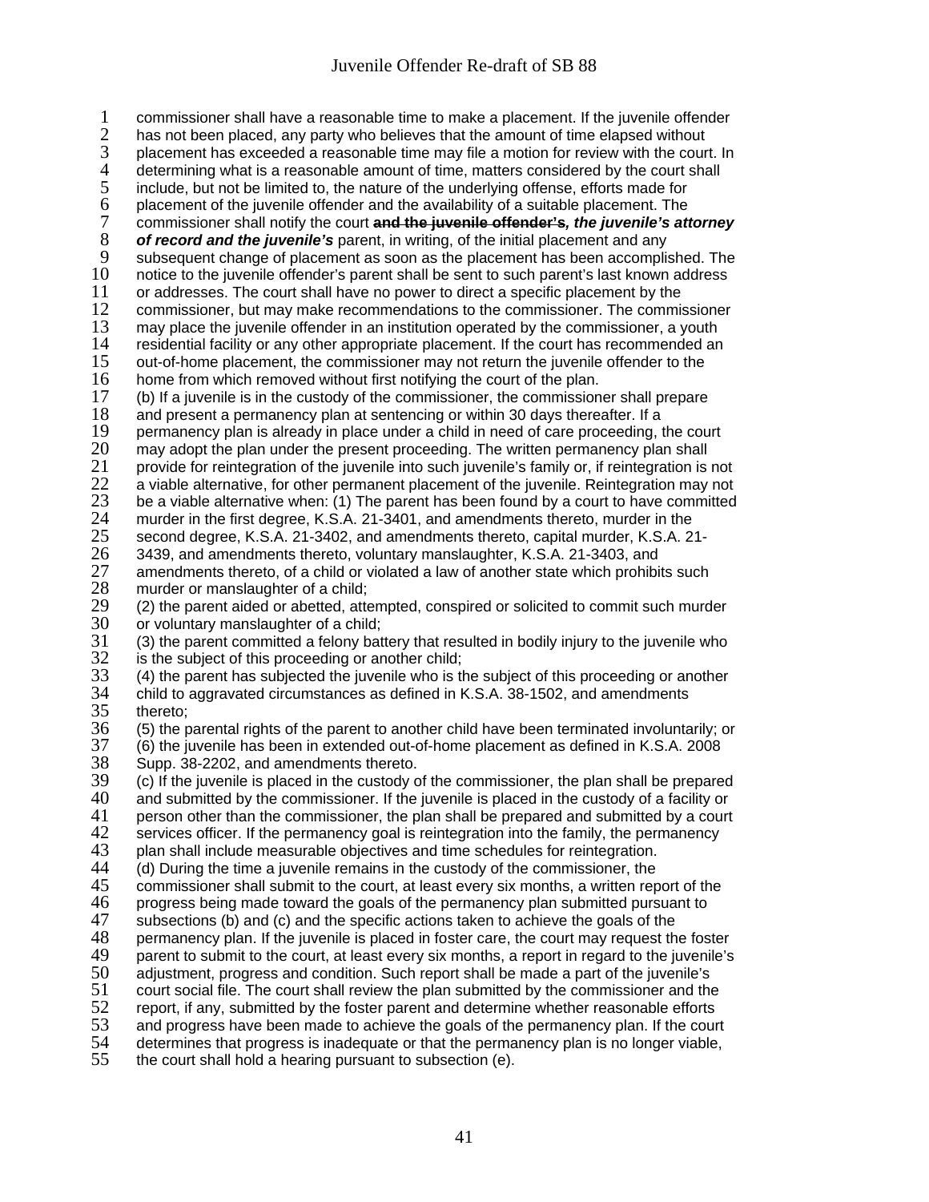commissioner shall have a reasonable time to make a placement. If the juvenile offender has not been placed, any party who believes that the amount of time elapsed without placement has exceeded a reasonable time may file a motion for review with the court. In determining what is a reasonable amount of time, matters considered by the court shall include, but not be limited to, the nature of the underlying offense, efforts made for placement of the juvenile offender and the availability of a suitable placement. The commissioner shall notify the court ~~**and the juvenile offender's**~~***, the juvenile's attorney of record and the juvenile's*** parent, in writing, of the initial placement and any subsequent change of placement as soon as the placement has been accomplished. The notice to the juvenile offender's parent shall be sent to such parent's last known address or addresses. The court shall have no power to direct a specific placement by the commissioner, but may make recommendations to the commissioner. The commissioner may place the juvenile offender in an institution operated by the commissioner, a youth residential facility or any other appropriate placement. If the court has recommended an out-of-home placement, the commissioner may not return the juvenile offender to the home from which removed without first notifying the court of the plan.

(b) If a juvenile is in the custody of the commissioner, the commissioner shall prepare and present a permanency plan at sentencing or within 30 days thereafter. If a permanency plan is already in place under a child in need of care proceeding, the court may adopt the plan under the present proceeding. The written permanency plan shall provide for reintegration of the juvenile into such juvenile's family or, if reintegration is not a viable alternative, for other permanent placement of the juvenile. Reintegration may not be a viable alternative when: (1) The parent has been found by a court to have committed murder in the first degree, K.S.A. 21-3401, and amendments thereto, murder in the second degree, K.S.A. 21-3402, and amendments thereto, capital murder, K.S.A. 21-3439, and amendments thereto, voluntary manslaughter, K.S.A. 21-3403, and amendments thereto, of a child or violated a law of another state which prohibits such murder or manslaughter of a child;

(2) the parent aided or abetted, attempted, conspired or solicited to commit such murder or voluntary manslaughter of a child;

(3) the parent committed a felony battery that resulted in bodily injury to the juvenile who is the subject of this proceeding or another child;

(4) the parent has subjected the juvenile who is the subject of this proceeding or another child to aggravated circumstances as defined in K.S.A. 38-1502, and amendments thereto;

(5) the parental rights of the parent to another child have been terminated involuntarily; or

(6) the juvenile has been in extended out-of-home placement as defined in K.S.A. 2008 Supp. 38-2202, and amendments thereto.

(c) If the juvenile is placed in the custody of the commissioner, the plan shall be prepared and submitted by the commissioner. If the juvenile is placed in the custody of a facility or person other than the commissioner, the plan shall be prepared and submitted by a court services officer. If the permanency goal is reintegration into the family, the permanency plan shall include measurable objectives and time schedules for reintegration.

(d) During the time a juvenile remains in the custody of the commissioner, the commissioner shall submit to the court, at least every six months, a written report of the progress being made toward the goals of the permanency plan submitted pursuant to subsections (b) and (c) and the specific actions taken to achieve the goals of the permanency plan. If the juvenile is placed in foster care, the court may request the foster parent to submit to the court, at least every six months, a report in regard to the juvenile's adjustment, progress and condition. Such report shall be made a part of the juvenile's court social file. The court shall review the plan submitted by the commissioner and the report, if any, submitted by the foster parent and determine whether reasonable efforts and progress have been made to achieve the goals of the permanency plan. If the court determines that progress is inadequate or that the permanency plan is no longer viable, the court shall hold a hearing pursuant to subsection (e).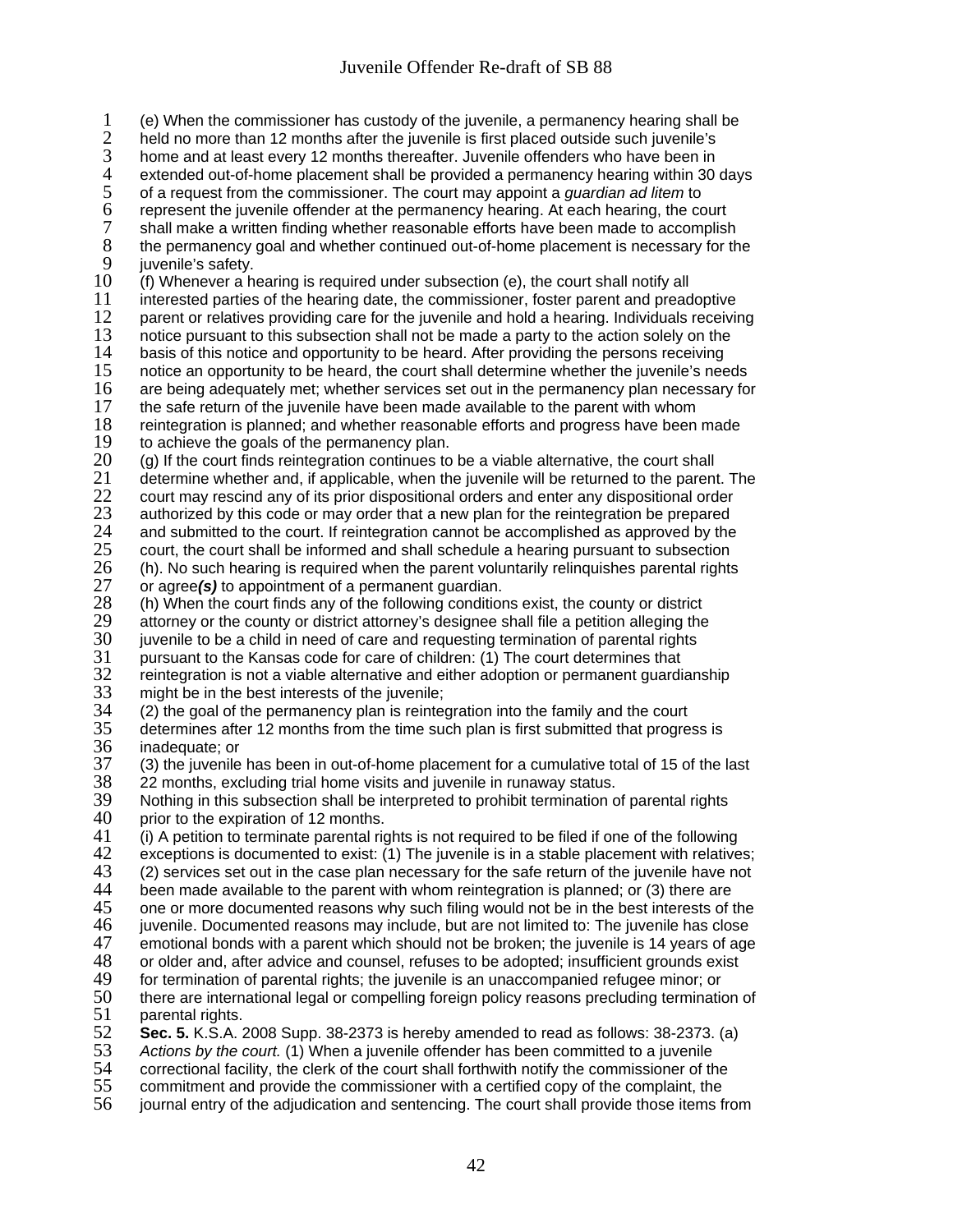(e) When the commissioner has custody of the juvenile, a permanency hearing shall be held no more than 12 months after the juvenile is first placed outside such juvenile's home and at least every 12 months thereafter. Juvenile offenders who have been in extended out-of-home placement shall be provided a permanency hearing within 30 days of a request from the commissioner. The court may appoint a *guardian ad litem* to represent the juvenile offender at the permanency hearing. At each hearing, the court shall make a written finding whether reasonable efforts have been made to accomplish the permanency goal and whether continued out-of-home placement is necessary for the juvenile's safety.

(f) Whenever a hearing is required under subsection (e), the court shall notify all interested parties of the hearing date, the commissioner, foster parent and preadoptive parent or relatives providing care for the juvenile and hold a hearing. Individuals receiving notice pursuant to this subsection shall not be made a party to the action solely on the basis of this notice and opportunity to be heard. After providing the persons receiving notice an opportunity to be heard, the court shall determine whether the juvenile's needs are being adequately met; whether services set out in the permanency plan necessary for the safe return of the juvenile have been made available to the parent with whom reintegration is planned; and whether reasonable efforts and progress have been made to achieve the goals of the permanency plan.

(g) If the court finds reintegration continues to be a viable alternative, the court shall determine whether and, if applicable, when the juvenile will be returned to the parent. The court may rescind any of its prior dispositional orders and enter any dispositional order authorized by this code or may order that a new plan for the reintegration be prepared and submitted to the court. If reintegration cannot be accomplished as approved by the court, the court shall be informed and shall schedule a hearing pursuant to subsection (h). No such hearing is required when the parent voluntarily relinquishes parental rights or agree***(s)*** to appointment of a permanent guardian.

(h) When the court finds any of the following conditions exist, the county or district attorney or the county or district attorney's designee shall file a petition alleging the juvenile to be a child in need of care and requesting termination of parental rights pursuant to the Kansas code for care of children: (1) The court determines that reintegration is not a viable alternative and either adoption or permanent guardianship might be in the best interests of the juvenile;

(2) the goal of the permanency plan is reintegration into the family and the court determines after 12 months from the time such plan is first submitted that progress is inadequate; or

(3) the juvenile has been in out-of-home placement for a cumulative total of 15 of the last 22 months, excluding trial home visits and juvenile in runaway status.

Nothing in this subsection shall be interpreted to prohibit termination of parental rights prior to the expiration of 12 months.

(i) A petition to terminate parental rights is not required to be filed if one of the following exceptions is documented to exist: (1) The juvenile is in a stable placement with relatives; (2) services set out in the case plan necessary for the safe return of the juvenile have not been made available to the parent with whom reintegration is planned; or (3) there are one or more documented reasons why such filing would not be in the best interests of the juvenile. Documented reasons may include, but are not limited to: The juvenile has close emotional bonds with a parent which should not be broken; the juvenile is 14 years of age or older and, after advice and counsel, refuses to be adopted; insufficient grounds exist for termination of parental rights; the juvenile is an unaccompanied refugee minor; or there are international legal or compelling foreign policy reasons precluding termination of parental rights.

**Sec. 5.** K.S.A. 2008 Supp. 38-2373 is hereby amended to read as follows: 38-2373. (a) *Actions by the court.* (1) When a juvenile offender has been committed to a juvenile correctional facility, the clerk of the court shall forthwith notify the commissioner of the commitment and provide the commissioner with a certified copy of the complaint, the journal entry of the adjudication and sentencing. The court shall provide those items from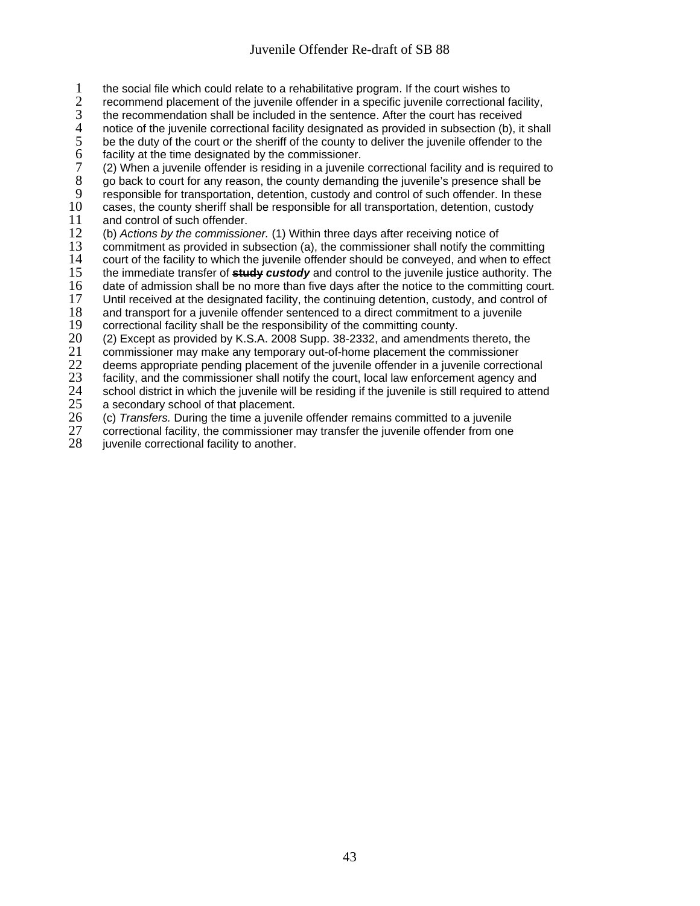the social file which could relate to a rehabilitative program. If the court wishes to recommend placement of the juvenile offender in a specific juvenile correctional facility, the recommendation shall be included in the sentence. After the court has received notice of the juvenile correctional facility designated as provided in subsection (b), it shall be the duty of the court or the sheriff of the county to deliver the juvenile offender to the facility at the time designated by the commissioner.

(2) When a juvenile offender is residing in a juvenile correctional facility and is required to go back to court for any reason, the county demanding the juvenile's presence shall be responsible for transportation, detention, custody and control of such offender. In these cases, the county sheriff shall be responsible for all transportation, detention, custody and control of such offender.

(b) *Actions by the commissioner.* (1) Within three days after receiving notice of commitment as provided in subsection (a), the commissioner shall notify the committing court of the facility to which the juvenile offender should be conveyed, and when to effect the immediate transfer of ~~**study**~~ ***custody*** and control to the juvenile justice authority. The date of admission shall be no more than five days after the notice to the committing court. Until received at the designated facility, the continuing detention, custody, and control of and transport for a juvenile offender sentenced to a direct commitment to a juvenile correctional facility shall be the responsibility of the committing county.

(2) Except as provided by K.S.A. 2008 Supp. 38-2332, and amendments thereto, the commissioner may make any temporary out-of-home placement the commissioner deems appropriate pending placement of the juvenile offender in a juvenile correctional facility, and the commissioner shall notify the court, local law enforcement agency and school district in which the juvenile will be residing if the juvenile is still required to attend a secondary school of that placement.

(c) *Transfers.* During the time a juvenile offender remains committed to a juvenile correctional facility, the commissioner may transfer the juvenile offender from one juvenile correctional facility to another.